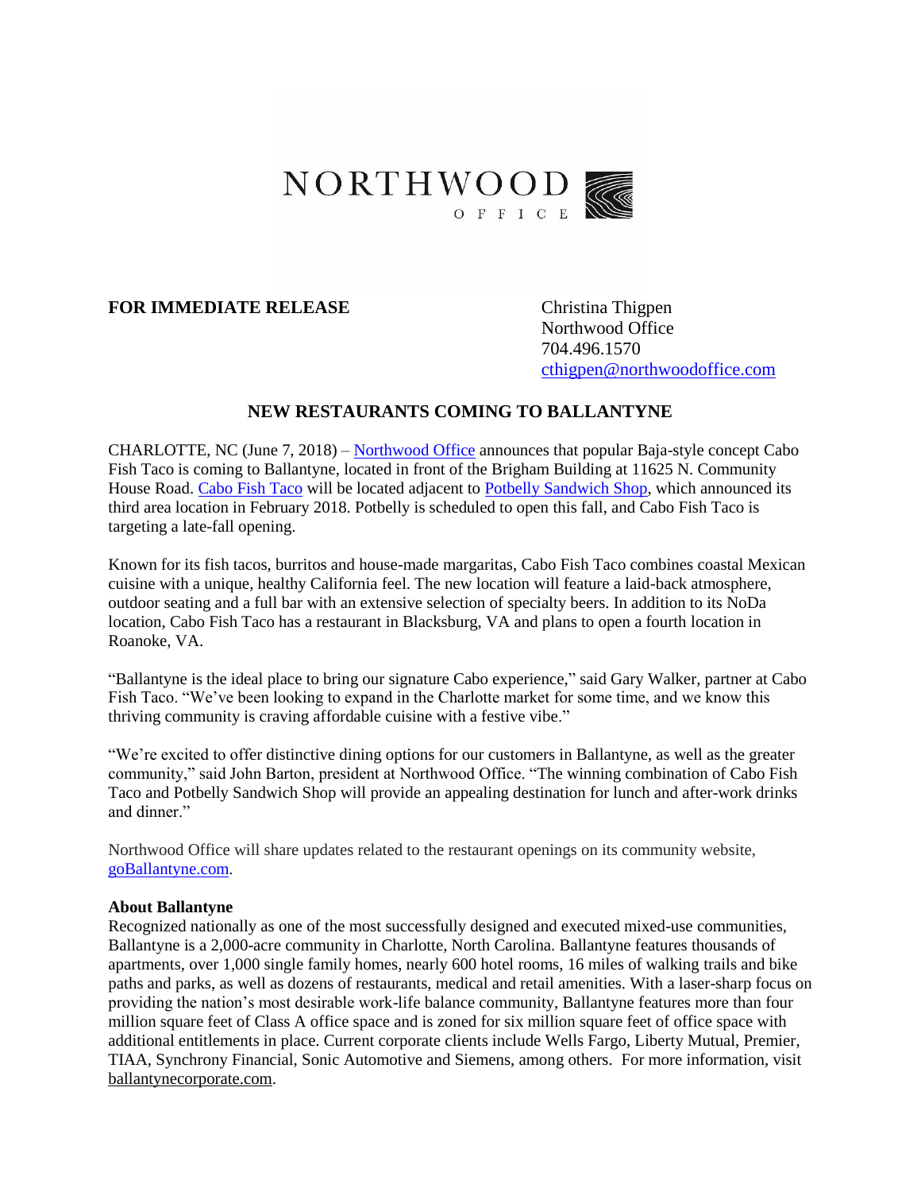NORTHWOOD
OFFICE

**FOR IMMEDIATE RELEASE**

Christina Thigpen
Northwood Office
704.496.1570
cthigpen@northwoodoffice.com

## NEW RESTAURANTS COMING TO BALLANTYNE

CHARLOTTE, NC (June 7, 2018) – Northwood Office announces that popular Baja-style concept Cabo Fish Taco is coming to Ballantyne, located in front of the Brigham Building at 11625 N. Community House Road. Cabo Fish Taco will be located adjacent to Potbelly Sandwich Shop, which announced its third area location in February 2018. Potbelly is scheduled to open this fall, and Cabo Fish Taco is targeting a late-fall opening.

Known for its fish tacos, burritos and house-made margaritas, Cabo Fish Taco combines coastal Mexican cuisine with a unique, healthy California feel. The new location will feature a laid-back atmosphere, outdoor seating and a full bar with an extensive selection of specialty beers. In addition to its NoDa location, Cabo Fish Taco has a restaurant in Blacksburg, VA and plans to open a fourth location in Roanoke, VA.

"Ballantyne is the ideal place to bring our signature Cabo experience," said Gary Walker, partner at Cabo Fish Taco. "We've been looking to expand in the Charlotte market for some time, and we know this thriving community is craving affordable cuisine with a festive vibe."

"We're excited to offer distinctive dining options for our customers in Ballantyne, as well as the greater community," said John Barton, president at Northwood Office. "The winning combination of Cabo Fish Taco and Potbelly Sandwich Shop will provide an appealing destination for lunch and after-work drinks and dinner."

Northwood Office will share updates related to the restaurant openings on its community website, goBallantyne.com.

**About Ballantyne**

Recognized nationally as one of the most successfully designed and executed mixed-use communities, Ballantyne is a 2,000-acre community in Charlotte, North Carolina. Ballantyne features thousands of apartments, over 1,000 single family homes, nearly 600 hotel rooms, 16 miles of walking trails and bike paths and parks, as well as dozens of restaurants, medical and retail amenities. With a laser-sharp focus on providing the nation's most desirable work-life balance community, Ballantyne features more than four million square feet of Class A office space and is zoned for six million square feet of office space with additional entitlements in place. Current corporate clients include Wells Fargo, Liberty Mutual, Premier, TIAA, Synchrony Financial, Sonic Automotive and Siemens, among others. For more information, visit ballantynecorporate.com.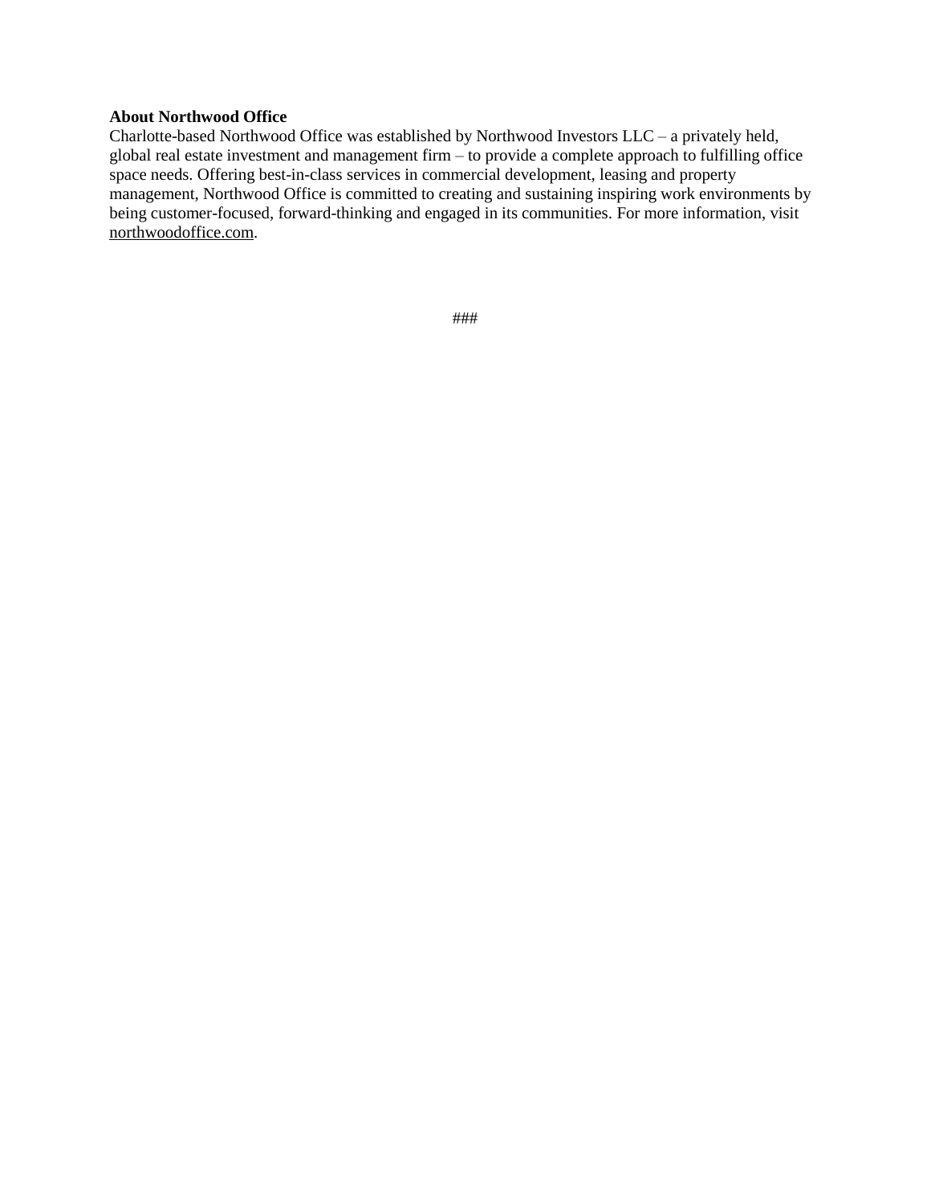**About Northwood Office**
Charlotte-based Northwood Office was established by Northwood Investors LLC – a privately held, global real estate investment and management firm – to provide a complete approach to fulfilling office space needs. Offering best-in-class services in commercial development, leasing and property management, Northwood Office is committed to creating and sustaining inspiring work environments by being customer-focused, forward-thinking and engaged in its communities. For more information, visit northwoodoffice.com.

###